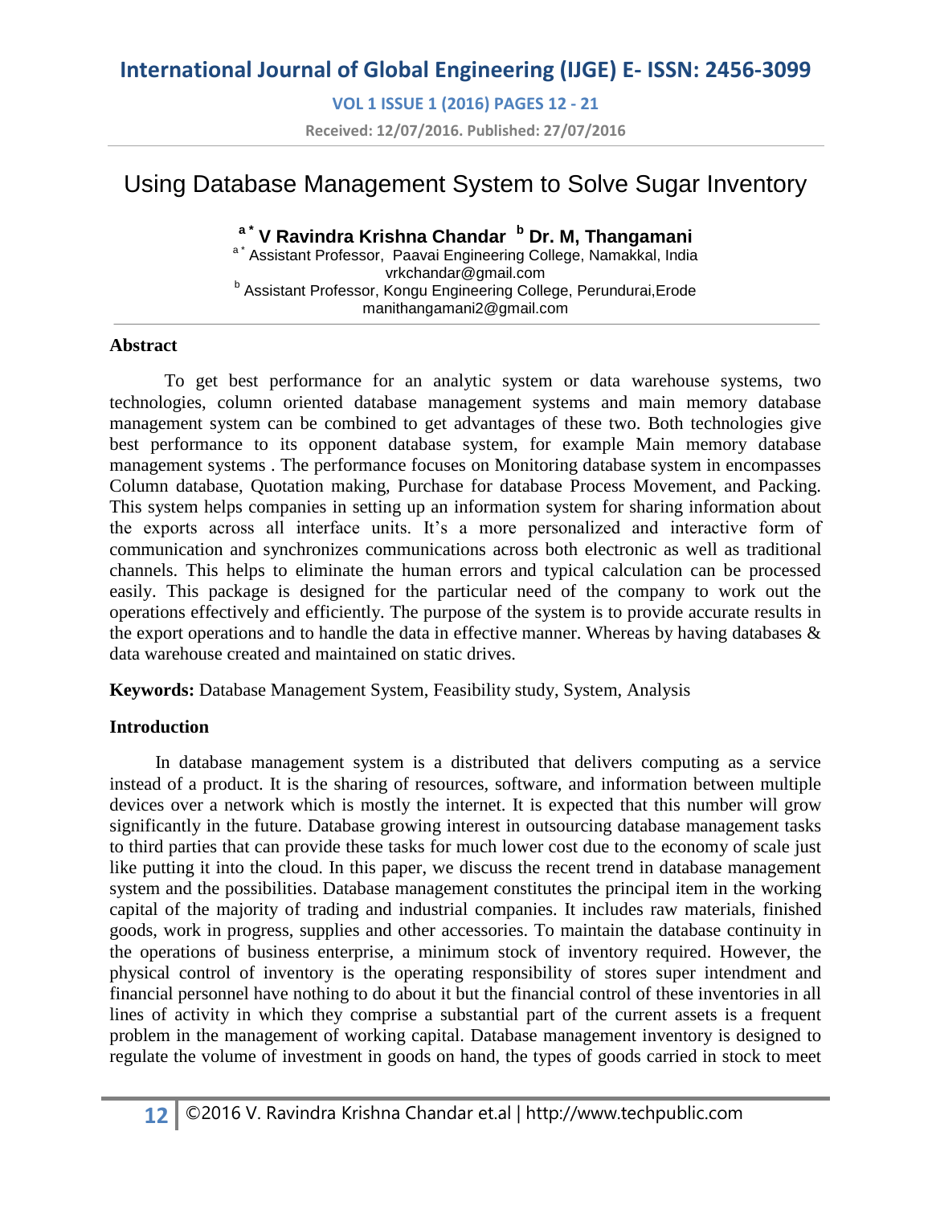# Using Database Management System to Solve Sugar Inventory

**[a\*] V Ravindra Krishna Chandar [b] Dr. M, Thangamani**

[a\*] Assistant Professor, Paavai Engineering College, Namakkal, India
vrkchandar@gmail.com
[b] Assistant Professor, Kongu Engineering College, Perundurai,Erode
manithangamani2@gmail.com

## Abstract

To get best performance for an analytic system or data warehouse systems, two technologies, column oriented database management systems and main memory database management system can be combined to get advantages of these two. Both technologies give best performance to its opponent database system, for example Main memory database management systems . The performance focuses on Monitoring database system in encompasses Column database, Quotation making, Purchase for database Process Movement, and Packing. This system helps companies in setting up an information system for sharing information about the exports across all interface units. It's a more personalized and interactive form of communication and synchronizes communications across both electronic as well as traditional channels. This helps to eliminate the human errors and typical calculation can be processed easily. This package is designed for the particular need of the company to work out the operations effectively and efficiently. The purpose of the system is to provide accurate results in the export operations and to handle the data in effective manner. Whereas by having databases & data warehouse created and maintained on static drives.

**Keywords:** Database Management System, Feasibility study, System, Analysis

## Introduction

In database management system is a distributed that delivers computing as a service instead of a product. It is the sharing of resources, software, and information between multiple devices over a network which is mostly the internet. It is expected that this number will grow significantly in the future. Database growing interest in outsourcing database management tasks to third parties that can provide these tasks for much lower cost due to the economy of scale just like putting it into the cloud. In this paper, we discuss the recent trend in database management system and the possibilities. Database management constitutes the principal item in the working capital of the majority of trading and industrial companies. It includes raw materials, finished goods, work in progress, supplies and other accessories. To maintain the database continuity in the operations of business enterprise, a minimum stock of inventory required. However, the physical control of inventory is the operating responsibility of stores super intendment and financial personnel have nothing to do about it but the financial control of these inventories in all lines of activity in which they comprise a substantial part of the current assets is a frequent problem in the management of working capital. Database management inventory is designed to regulate the volume of investment in goods on hand, the types of goods carried in stock to meet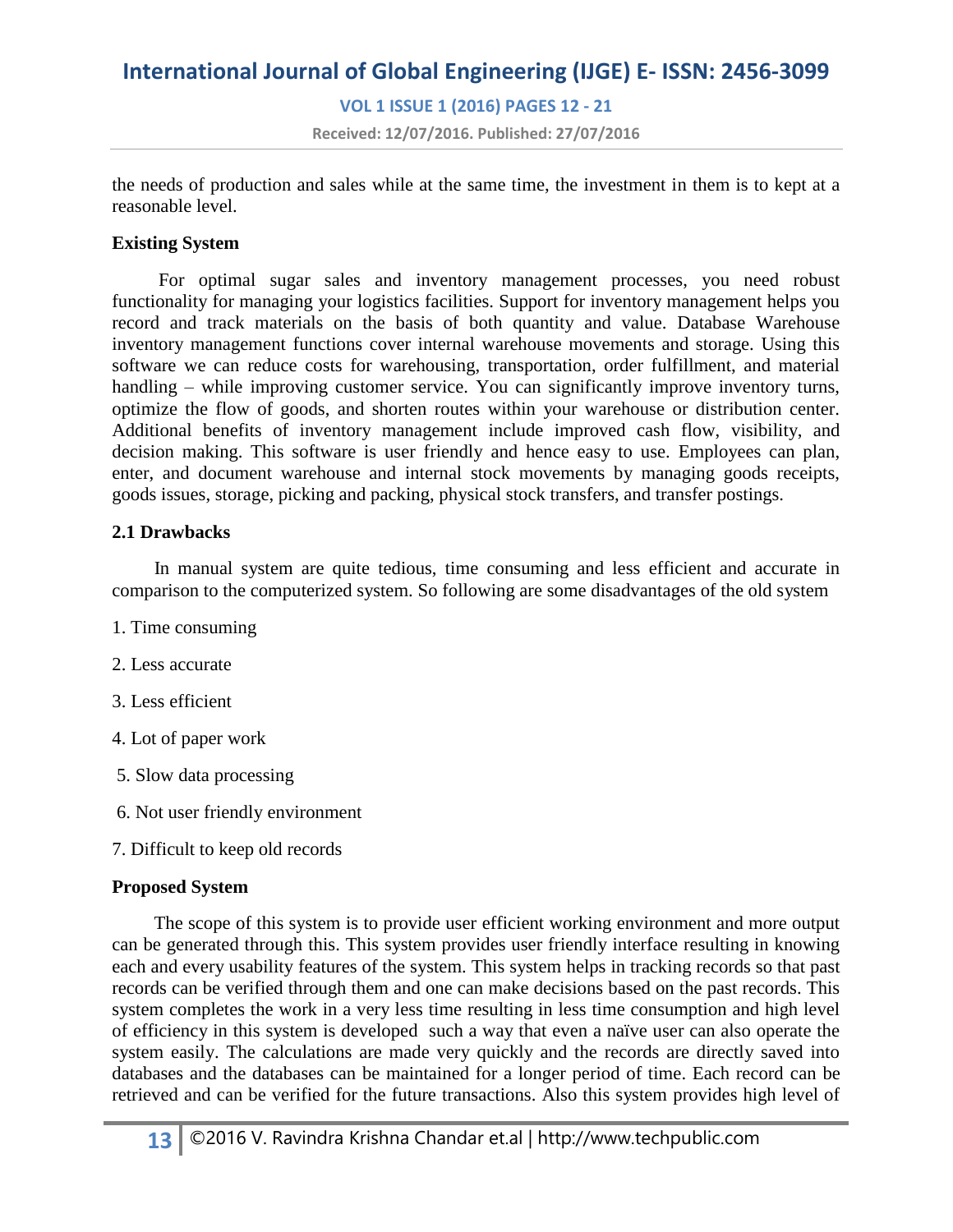the needs of production and sales while at the same time, the investment in them is to kept at a reasonable level.

**Existing System**

For optimal sugar sales and inventory management processes, you need robust functionality for managing your logistics facilities. Support for inventory management helps you record and track materials on the basis of both quantity and value. Database Warehouse inventory management functions cover internal warehouse movements and storage. Using this software we can reduce costs for warehousing, transportation, order fulfillment, and material handling – while improving customer service. You can significantly improve inventory turns, optimize the flow of goods, and shorten routes within your warehouse or distribution center. Additional benefits of inventory management include improved cash flow, visibility, and decision making. This software is user friendly and hence easy to use. Employees can plan, enter, and document warehouse and internal stock movements by managing goods receipts, goods issues, storage, picking and packing, physical stock transfers, and transfer postings.

**2.1 Drawbacks**

In manual system are quite tedious, time consuming and less efficient and accurate in comparison to the computerized system. So following are some disadvantages of the old system

1. Time consuming
2. Less accurate
3. Less efficient
4. Lot of paper work
5. Slow data processing
6. Not user friendly environment
7. Difficult to keep old records

**Proposed System**

The scope of this system is to provide user efficient working environment and more output can be generated through this. This system provides user friendly interface resulting in knowing each and every usability features of the system. This system helps in tracking records so that past records can be verified through them and one can make decisions based on the past records. This system completes the work in a very less time resulting in less time consumption and high level of efficiency in this system is developed such a way that even a naïve user can also operate the system easily. The calculations are made very quickly and the records are directly saved into databases and the databases can be maintained for a longer period of time. Each record can be retrieved and can be verified for the future transactions. Also this system provides high level of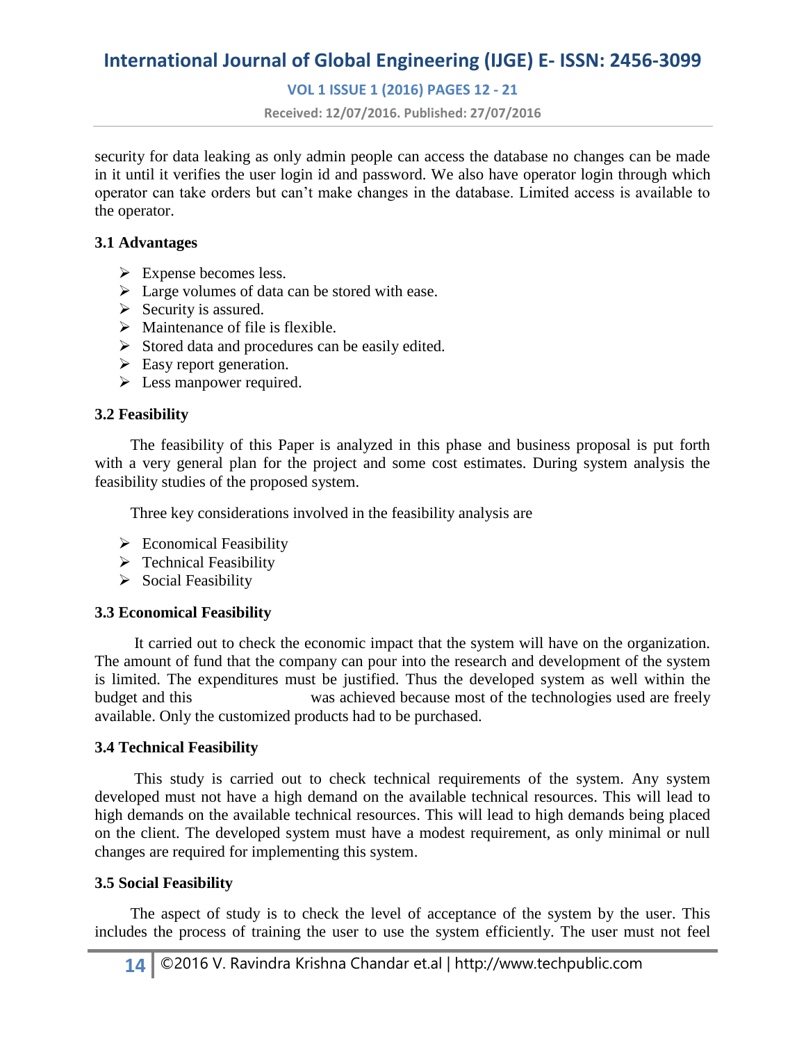security for data leaking as only admin people can access the database no changes can be made in it until it verifies the user login id and password. We also have operator login through which operator can take orders but can't make changes in the database. Limited access is available to the operator.

### 3.1 Advantages

- Expense becomes less.
- Large volumes of data can be stored with ease.
- Security is assured.
- Maintenance of file is flexible.
- Stored data and procedures can be easily edited.
- Easy report generation.
- Less manpower required.

### 3.2 Feasibility

The feasibility of this Paper is analyzed in this phase and business proposal is put forth with a very general plan for the project and some cost estimates. During system analysis the feasibility studies of the proposed system.

Three key considerations involved in the feasibility analysis are

- Economical Feasibility
- Technical Feasibility
- Social Feasibility

### 3.3 Economical Feasibility

It carried out to check the economic impact that the system will have on the organization. The amount of fund that the company can pour into the research and development of the system is limited. The expenditures must be justified. Thus the developed system as well within the budget and this was achieved because most of the technologies used are freely available. Only the customized products had to be purchased.

### 3.4 Technical Feasibility

This study is carried out to check technical requirements of the system. Any system developed must not have a high demand on the available technical resources. This will lead to high demands on the available technical resources. This will lead to high demands being placed on the client. The developed system must have a modest requirement, as only minimal or null changes are required for implementing this system.

### 3.5 Social Feasibility

The aspect of study is to check the level of acceptance of the system by the user. This includes the process of training the user to use the system efficiently. The user must not feel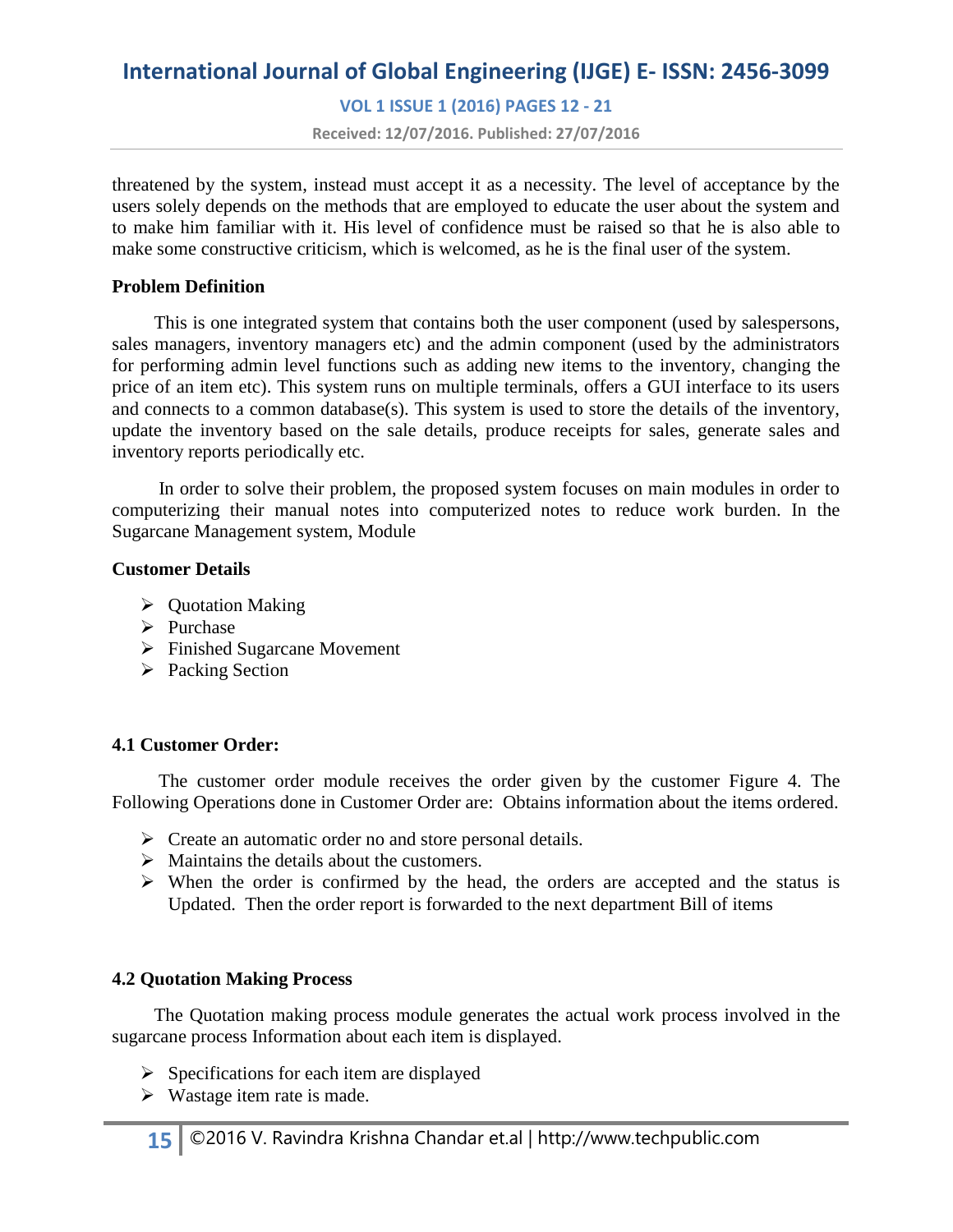threatened by the system, instead must accept it as a necessity. The level of acceptance by the users solely depends on the methods that are employed to educate the user about the system and to make him familiar with it. His level of confidence must be raised so that he is also able to make some constructive criticism, which is welcomed, as he is the final user of the system.

**Problem Definition**

This is one integrated system that contains both the user component (used by salespersons, sales managers, inventory managers etc) and the admin component (used by the administrators for performing admin level functions such as adding new items to the inventory, changing the price of an item etc). This system runs on multiple terminals, offers a GUI interface to its users and connects to a common database(s). This system is used to store the details of the inventory, update the inventory based on the sale details, produce receipts for sales, generate sales and inventory reports periodically etc.

In order to solve their problem, the proposed system focuses on main modules in order to computerizing their manual notes into computerized notes to reduce work burden. In the Sugarcane Management system, Module

**Customer Details**

- Quotation Making
- Purchase
- Finished Sugarcane Movement
- Packing Section

**4.1 Customer Order:**

The customer order module receives the order given by the customer Figure 4. The Following Operations done in Customer Order are: Obtains information about the items ordered.

- Create an automatic order no and store personal details.
- Maintains the details about the customers.
- When the order is confirmed by the head, the orders are accepted and the status is Updated. Then the order report is forwarded to the next department Bill of items

**4.2 Quotation Making Process**

The Quotation making process module generates the actual work process involved in the sugarcane process Information about each item is displayed.

- Specifications for each item are displayed
- Wastage item rate is made.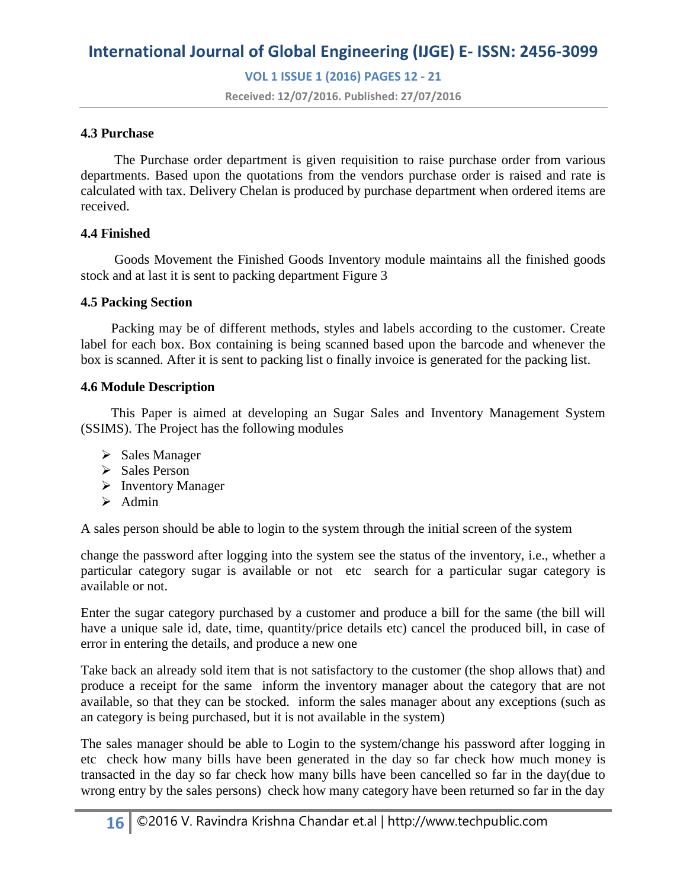### 4.3 Purchase

The Purchase order department is given requisition to raise purchase order from various departments. Based upon the quotations from the vendors purchase order is raised and rate is calculated with tax. Delivery Chelan is produced by purchase department when ordered items are received.

### 4.4 Finished

Goods Movement the Finished Goods Inventory module maintains all the finished goods stock and at last it is sent to packing department Figure 3

### 4.5 Packing Section

Packing may be of different methods, styles and labels according to the customer. Create label for each box. Box containing is being scanned based upon the barcode and whenever the box is scanned. After it is sent to packing list o finally invoice is generated for the packing list.

### 4.6 Module Description

This Paper is aimed at developing an Sugar Sales and Inventory Management System (SSIMS). The Project has the following modules

- Sales Manager
- Sales Person
- Inventory Manager
- Admin

A sales person should be able to login to the system through the initial screen of the system

change the password after logging into the system see the status of the inventory, i.e., whether a particular category sugar is available or not etc search for a particular sugar category is available or not.

Enter the sugar category purchased by a customer and produce a bill for the same (the bill will have a unique sale id, date, time, quantity/price details etc) cancel the produced bill, in case of error in entering the details, and produce a new one

Take back an already sold item that is not satisfactory to the customer (the shop allows that) and produce a receipt for the same inform the inventory manager about the category that are not available, so that they can be stocked. inform the sales manager about any exceptions (such as an category is being purchased, but it is not available in the system)

The sales manager should be able to Login to the system/change his password after logging in etc check how many bills have been generated in the day so far check how much money is transacted in the day so far check how many bills have been cancelled so far in the day(due to wrong entry by the sales persons) check how many category have been returned so far in the day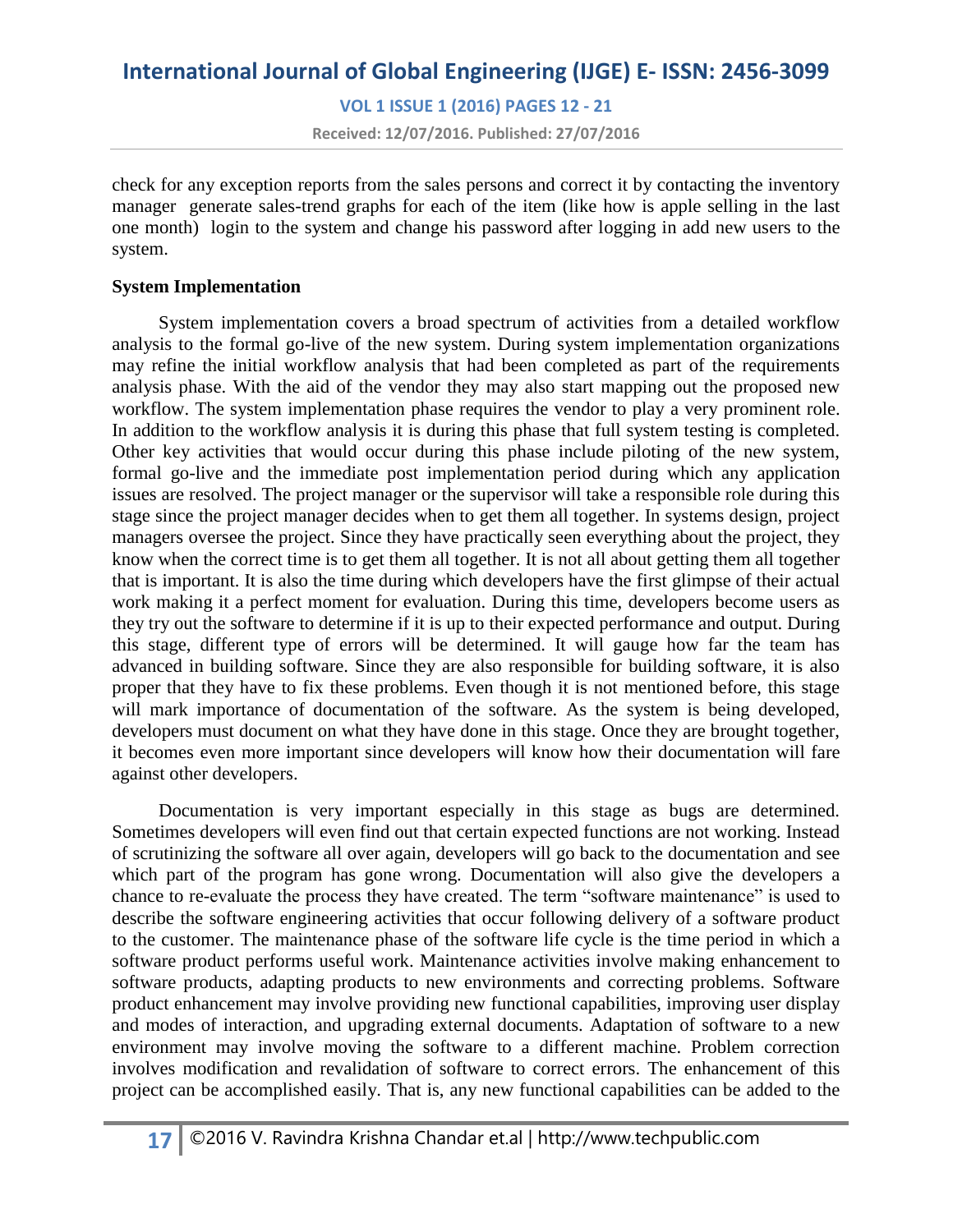check for any exception reports from the sales persons and correct it by contacting the inventory manager  generate sales-trend graphs for each of the item (like how is apple selling in the last one month)  login to the system and change his password after logging in add new users to the system.

**System Implementation**

System implementation covers a broad spectrum of activities from a detailed workflow analysis to the formal go-live of the new system. During system implementation organizations may refine the initial workflow analysis that had been completed as part of the requirements analysis phase. With the aid of the vendor they may also start mapping out the proposed new workflow. The system implementation phase requires the vendor to play a very prominent role. In addition to the workflow analysis it is during this phase that full system testing is completed. Other key activities that would occur during this phase include piloting of the new system, formal go-live and the immediate post implementation period during which any application issues are resolved. The project manager or the supervisor will take a responsible role during this stage since the project manager decides when to get them all together. In systems design, project managers oversee the project. Since they have practically seen everything about the project, they know when the correct time is to get them all together. It is not all about getting them all together that is important. It is also the time during which developers have the first glimpse of their actual work making it a perfect moment for evaluation. During this time, developers become users as they try out the software to determine if it is up to their expected performance and output. During this stage, different type of errors will be determined. It will gauge how far the team has advanced in building software. Since they are also responsible for building software, it is also proper that they have to fix these problems. Even though it is not mentioned before, this stage will mark importance of documentation of the software. As the system is being developed, developers must document on what they have done in this stage. Once they are brought together, it becomes even more important since developers will know how their documentation will fare against other developers.

Documentation is very important especially in this stage as bugs are determined. Sometimes developers will even find out that certain expected functions are not working. Instead of scrutinizing the software all over again, developers will go back to the documentation and see which part of the program has gone wrong. Documentation will also give the developers a chance to re-evaluate the process they have created. The term "software maintenance" is used to describe the software engineering activities that occur following delivery of a software product to the customer. The maintenance phase of the software life cycle is the time period in which a software product performs useful work. Maintenance activities involve making enhancement to software products, adapting products to new environments and correcting problems. Software product enhancement may involve providing new functional capabilities, improving user display and modes of interaction, and upgrading external documents. Adaptation of software to a new environment may involve moving the software to a different machine. Problem correction involves modification and revalidation of software to correct errors. The enhancement of this project can be accomplished easily. That is, any new functional capabilities can be added to the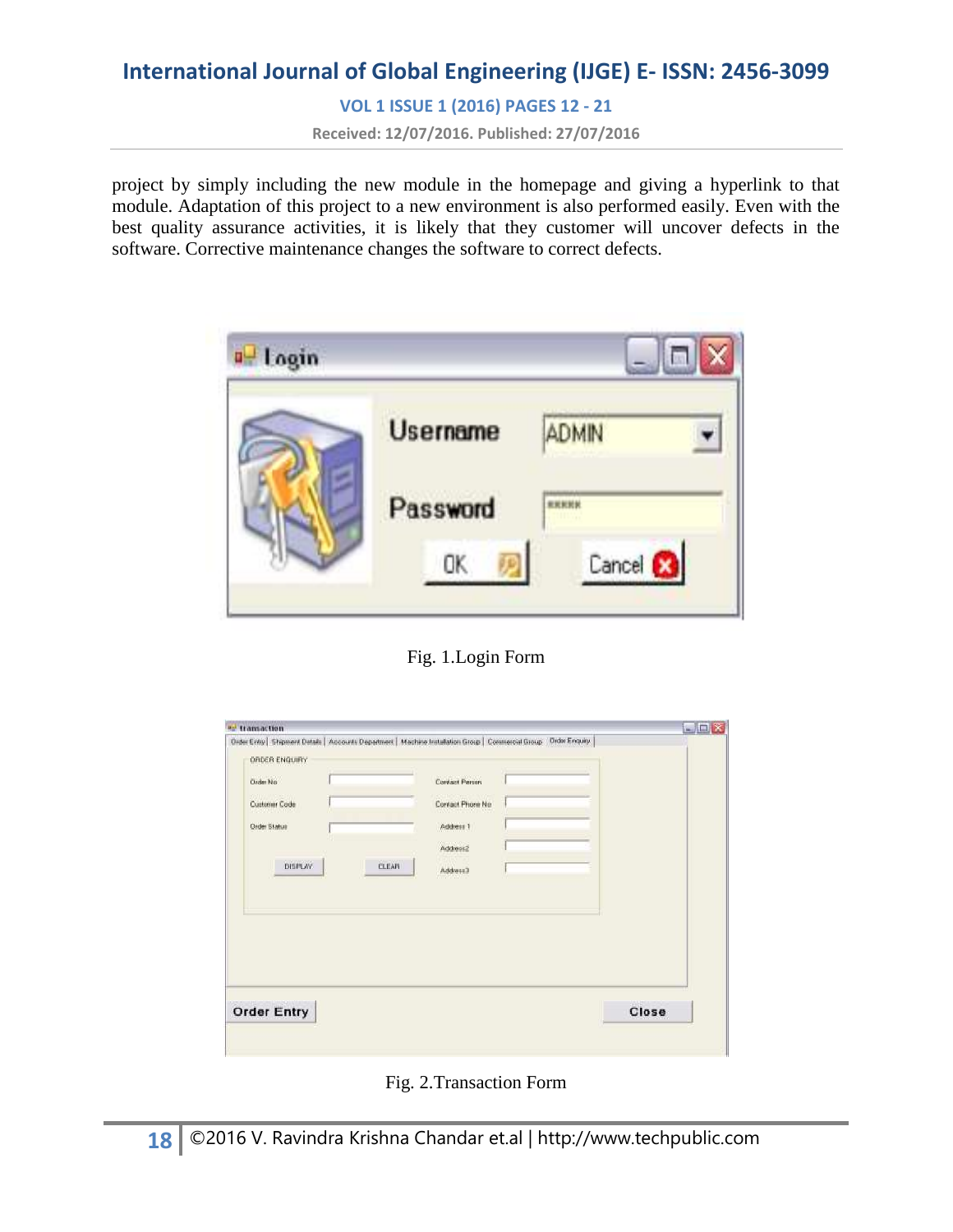project by simply including the new module in the homepage and giving a hyperlink to that module. Adaptation of this project to a new environment is also performed easily. Even with the best quality assurance activities, it is likely that they customer will uncover defects in the software. Corrective maintenance changes the software to correct defects.

Fig. 1.Login Form

Fig. 2.Transaction Form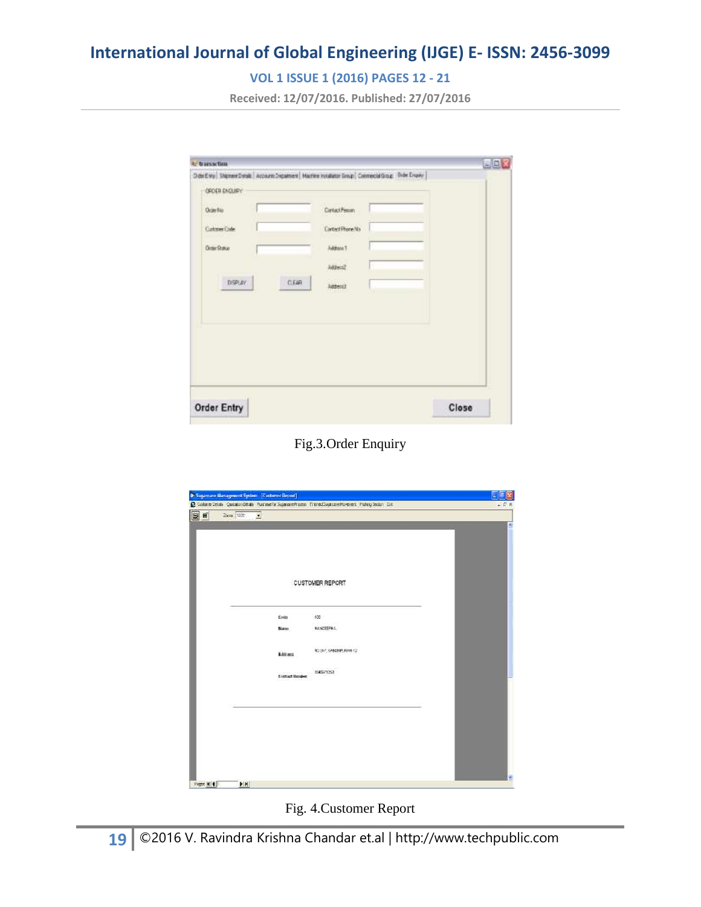Fig.3.Order Enquiry

Fig. 4.Customer Report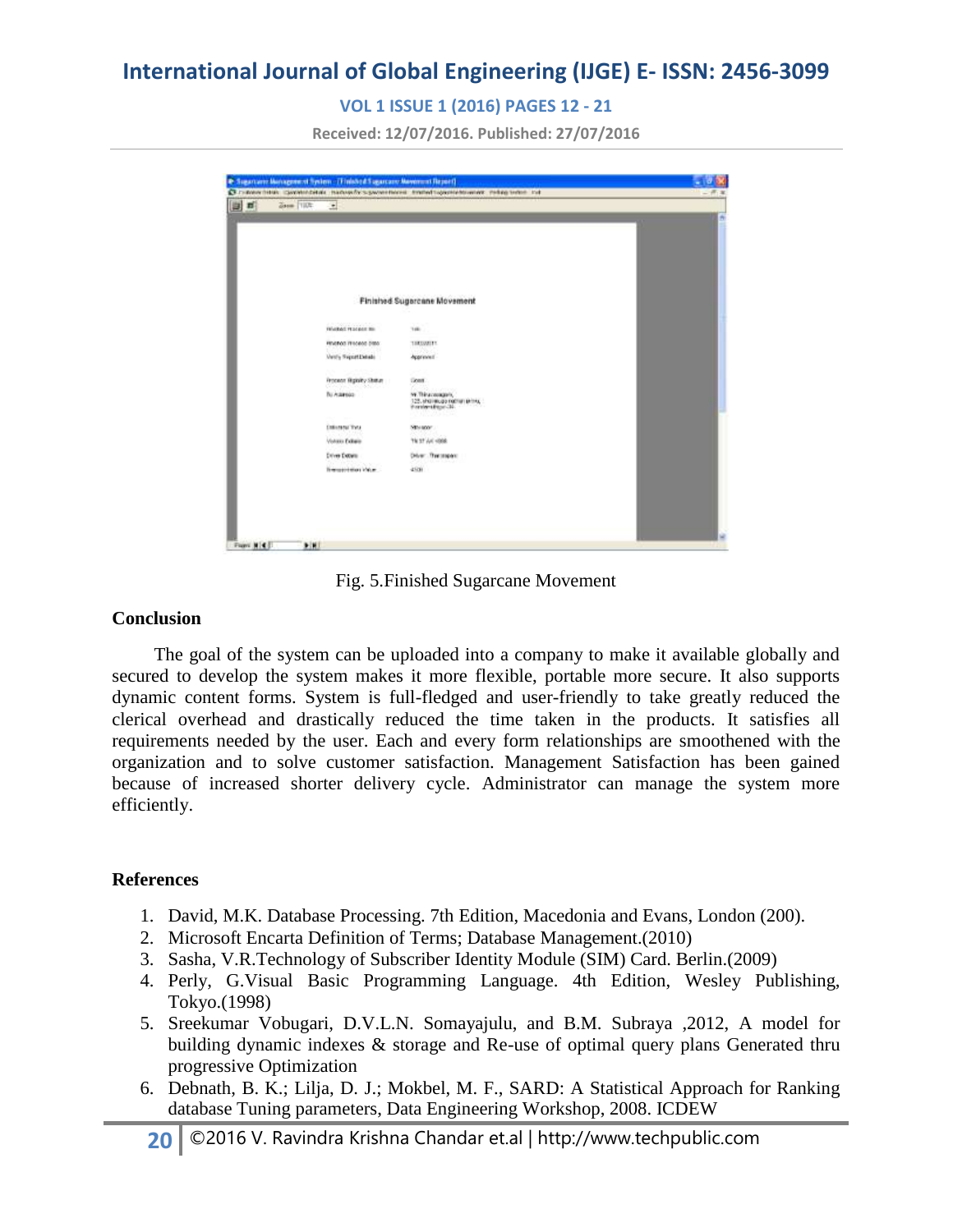Fig. 5.Finished Sugarcane Movement

### Conclusion

The goal of the system can be uploaded into a company to make it available globally and secured to develop the system makes it more flexible, portable more secure. It also supports dynamic content forms. System is full-fledged and user-friendly to take greatly reduced the clerical overhead and drastically reduced the time taken in the products. It satisfies all requirements needed by the user. Each and every form relationships are smoothened with the organization and to solve customer satisfaction. Management Satisfaction has been gained because of increased shorter delivery cycle. Administrator can manage the system more efficiently.

### References

1. David, M.K. Database Processing. 7th Edition, Macedonia and Evans, London (200).
2. Microsoft Encarta Definition of Terms; Database Management.(2010)
3. Sasha, V.R.Technology of Subscriber Identity Module (SIM) Card. Berlin.(2009)
4. Perly, G.Visual Basic Programming Language. 4th Edition, Wesley Publishing, Tokyo.(1998)
5. Sreekumar Vobugari, D.V.L.N. Somayajulu, and B.M. Subraya ,2012, A model for building dynamic indexes & storage and Re-use of optimal query plans Generated thru progressive Optimization
6. Debnath, B. K.; Lilja, D. J.; Mokbel, M. F., SARD: A Statistical Approach for Ranking database Tuning parameters, Data Engineering Workshop, 2008. ICDEW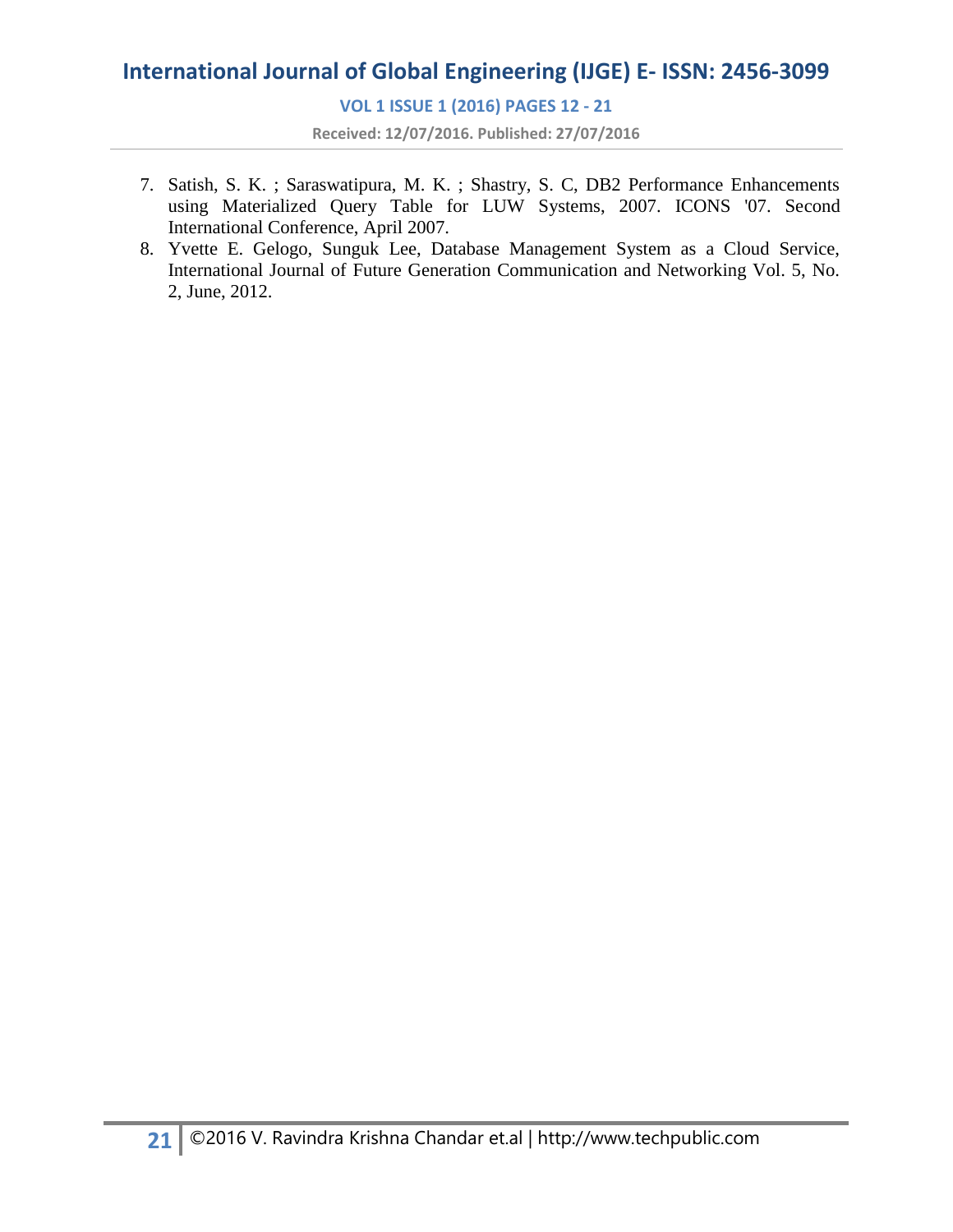7. Satish, S. K. ; Saraswatipura, M. K. ; Shastry, S. C, DB2 Performance Enhancements using Materialized Query Table for LUW Systems, 2007. ICONS '07. Second International Conference, April 2007.
8. Yvette E. Gelogo, Sunguk Lee, Database Management System as a Cloud Service, International Journal of Future Generation Communication and Networking Vol. 5, No. 2, June, 2012.